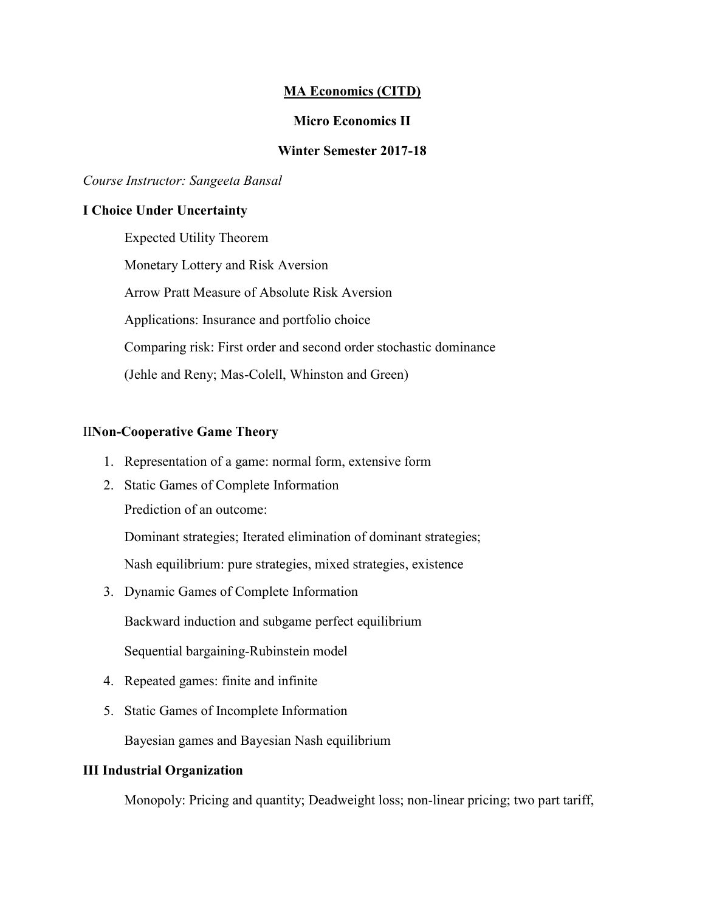# MA Economics (CITD)

## Micro Economics II

## Winter Semester 2017-18

*Course Instructor: Sangeeta Bansal*

### I Choice Under Uncertainty

Expected Utility Theorem

Monetary Lottery and Risk Aversion

Arrow Pratt Measure of Absolute Risk Aversion

Applications: Insurance and portfolio choice

Comparing risk: First order and second order stochastic dominance

(Jehle and Reny; Mas-Colell, Whinston and Green)

### IINon-Cooperative Game Theory

1. Representation of a game: normal form, extensive form
2. Static Games of Complete Information

   Prediction of an outcome:

   Dominant strategies; Iterated elimination of dominant strategies;

   Nash equilibrium: pure strategies, mixed strategies, existence
3. Dynamic Games of Complete Information

   Backward induction and subgame perfect equilibrium

   Sequential bargaining-Rubinstein model
4. Repeated games: finite and infinite
5. Static Games of Incomplete Information

   Bayesian games and Bayesian Nash equilibrium

### III Industrial Organization

Monopoly: Pricing and quantity; Deadweight loss; non-linear pricing; two part tariff,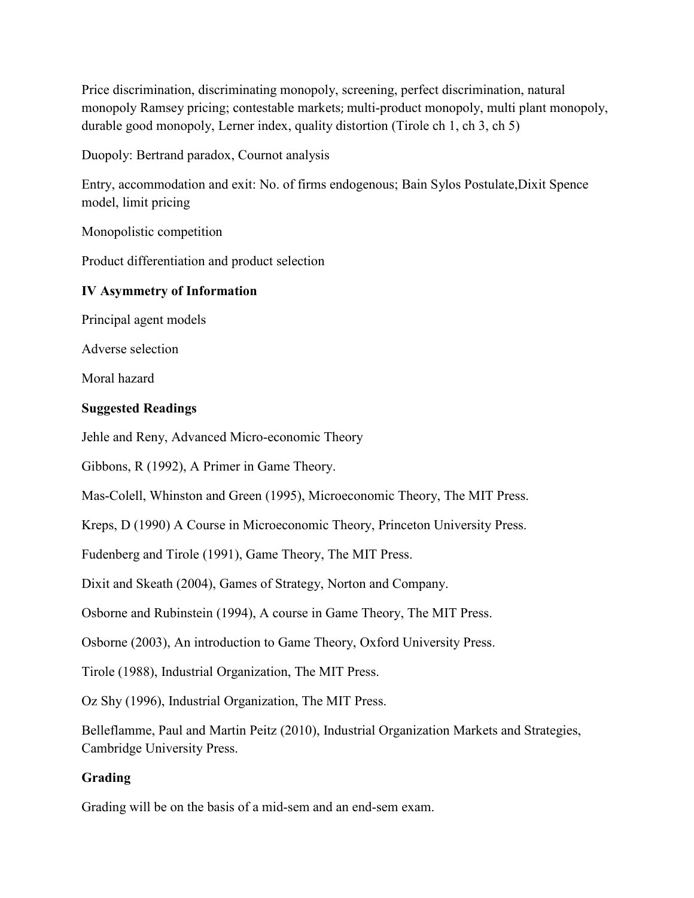Price discrimination, discriminating monopoly, screening, perfect discrimination, natural monopoly Ramsey pricing; contestable markets; multi-product monopoly, multi plant monopoly, durable good monopoly, Lerner index, quality distortion (Tirole ch 1, ch 3, ch 5)

Duopoly: Bertrand paradox, Cournot analysis

Entry, accommodation and exit: No. of firms endogenous; Bain Sylos Postulate,Dixit Spence model, limit pricing

Monopolistic competition

Product differentiation and product selection

**IV Asymmetry of Information**

Principal agent models

Adverse selection

Moral hazard

**Suggested Readings**

Jehle and Reny, Advanced Micro-economic Theory

Gibbons, R (1992), A Primer in Game Theory.

Mas-Colell, Whinston and Green (1995), Microeconomic Theory, The MIT Press.

Kreps, D (1990) A Course in Microeconomic Theory, Princeton University Press.

Fudenberg and Tirole (1991), Game Theory, The MIT Press.

Dixit and Skeath (2004), Games of Strategy, Norton and Company.

Osborne and Rubinstein (1994), A course in Game Theory, The MIT Press.

Osborne (2003), An introduction to Game Theory, Oxford University Press.

Tirole (1988), Industrial Organization, The MIT Press.

Oz Shy (1996), Industrial Organization, The MIT Press.

Belleflamme, Paul and Martin Peitz (2010), Industrial Organization Markets and Strategies, Cambridge University Press.

**Grading**

Grading will be on the basis of a mid-sem and an end-sem exam.